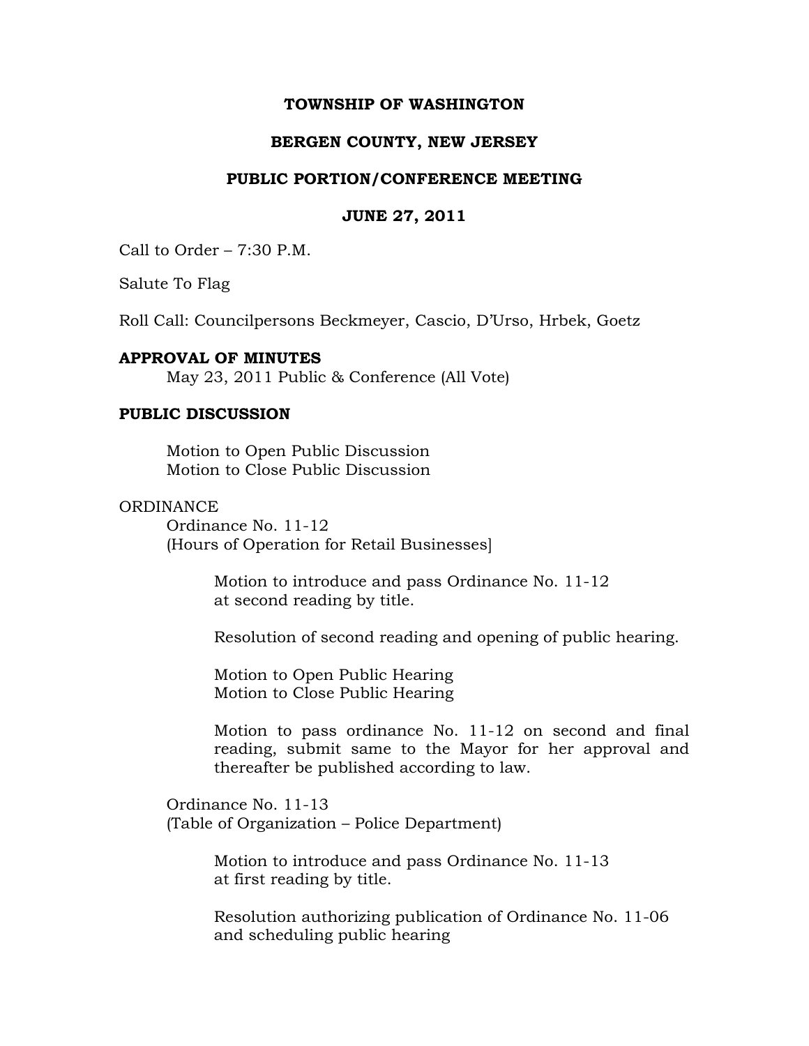**TOWNSHIP OF WASHINGTON**

**BERGEN COUNTY, NEW JERSEY**

**PUBLIC PORTION/CONFERENCE MEETING**

**JUNE 27, 2011**

Call to Order – 7:30 P.M.

Salute To Flag

Roll Call: Councilpersons Beckmeyer, Cascio, D'Urso, Hrbek, Goetz

**APPROVAL OF MINUTES**

May 23, 2011 Public & Conference (All Vote)

**PUBLIC DISCUSSION**

Motion to Open Public Discussion
Motion to Close Public Discussion

ORDINANCE

Ordinance No. 11-12
(Hours of Operation for Retail Businesses]

Motion to introduce and pass Ordinance No. 11-12 at second reading by title.

Resolution of second reading and opening of public hearing.

Motion to Open Public Hearing
Motion to Close Public Hearing

Motion to pass ordinance No. 11-12 on second and final reading, submit same to the Mayor for her approval and thereafter be published according to law.

Ordinance No. 11-13
(Table of Organization – Police Department)

Motion to introduce and pass Ordinance No. 11-13 at first reading by title.

Resolution authorizing publication of Ordinance No. 11-06 and scheduling public hearing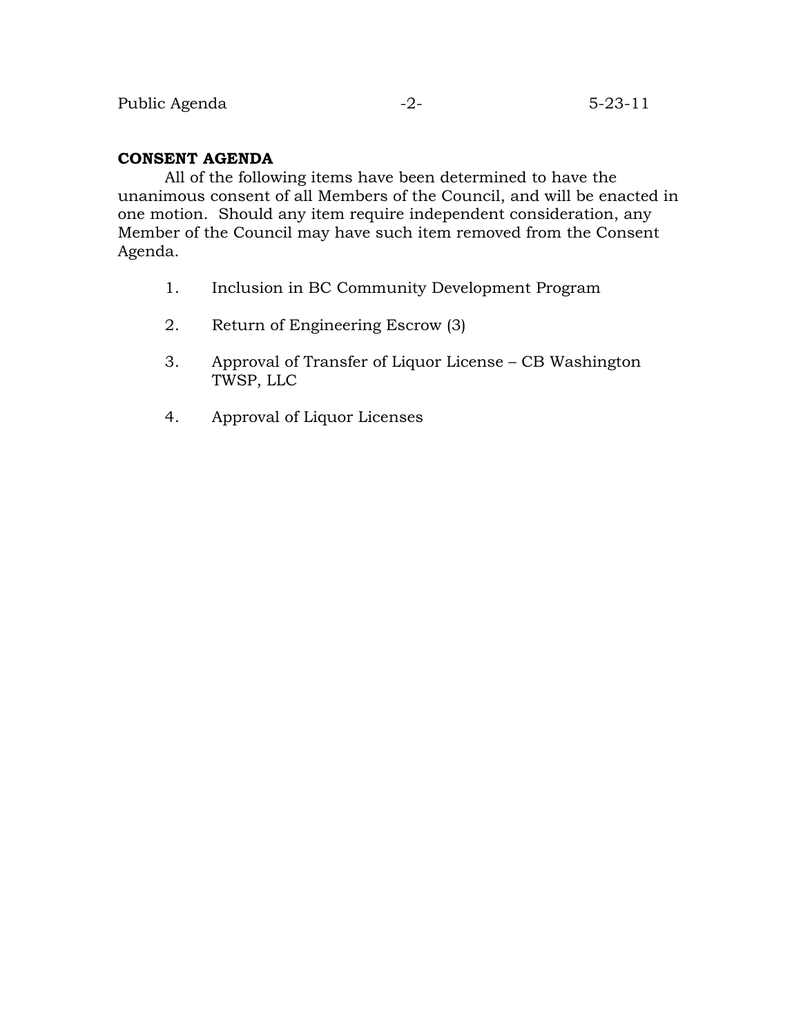**CONSENT AGENDA**

All of the following items have been determined to have the unanimous consent of all Members of the Council, and will be enacted in one motion. Should any item require independent consideration, any Member of the Council may have such item removed from the Consent Agenda.

1. Inclusion in BC Community Development Program
2. Return of Engineering Escrow (3)
3. Approval of Transfer of Liquor License – CB Washington TWSP, LLC
4. Approval of Liquor Licenses